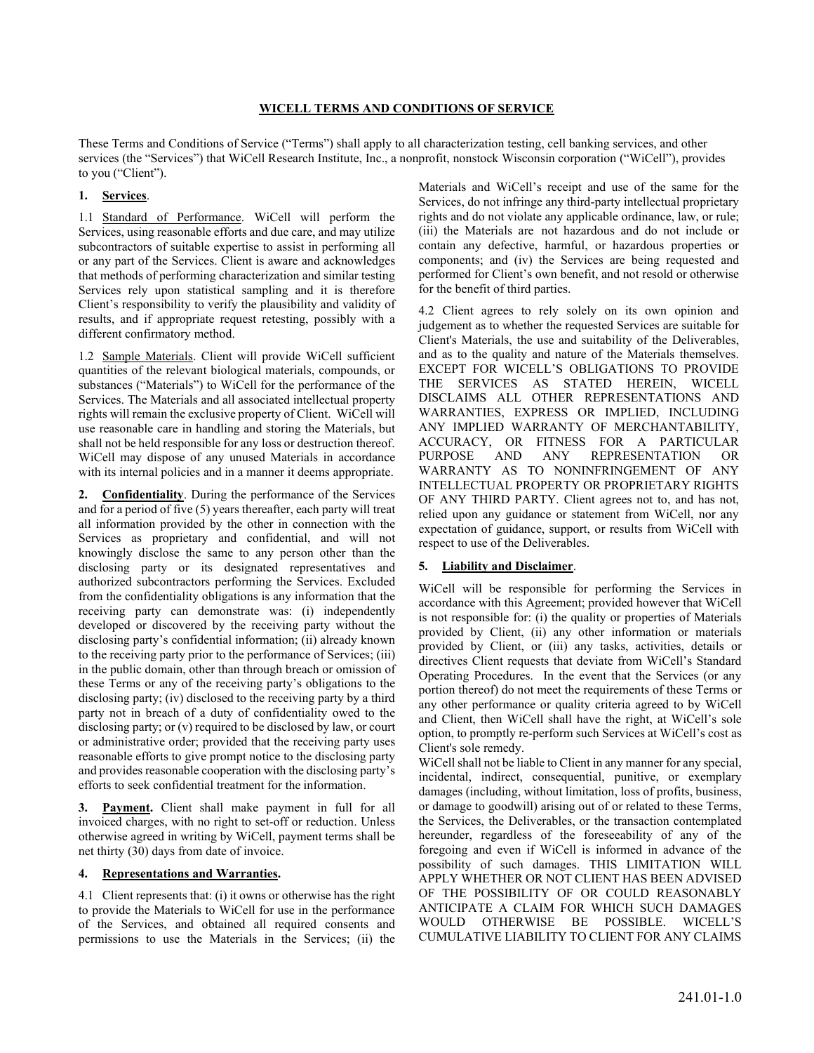# WICELL TERMS AND CONDITIONS OF SERVICE

These Terms and Conditions of Service ("Terms") shall apply to all characterization testing, cell banking services, and other services (the "Services") that WiCell Research Institute, Inc., a nonprofit, nonstock Wisconsin corporation ("WiCell"), provides to you ("Client").

**1. Services**.

1.1 Standard of Performance. WiCell will perform the Services, using reasonable efforts and due care, and may utilize subcontractors of suitable expertise to assist in performing all or any part of the Services. Client is aware and acknowledges that methods of performing characterization and similar testing Services rely upon statistical sampling and it is therefore Client's responsibility to verify the plausibility and validity of results, and if appropriate request retesting, possibly with a different confirmatory method.

1.2 Sample Materials. Client will provide WiCell sufficient quantities of the relevant biological materials, compounds, or substances ("Materials") to WiCell for the performance of the Services. The Materials and all associated intellectual property rights will remain the exclusive property of Client. WiCell will use reasonable care in handling and storing the Materials, but shall not be held responsible for any loss or destruction thereof. WiCell may dispose of any unused Materials in accordance with its internal policies and in a manner it deems appropriate.

**2. Confidentiality**. During the performance of the Services and for a period of five (5) years thereafter, each party will treat all information provided by the other in connection with the Services as proprietary and confidential, and will not knowingly disclose the same to any person other than the disclosing party or its designated representatives and authorized subcontractors performing the Services. Excluded from the confidentiality obligations is any information that the receiving party can demonstrate was: (i) independently developed or discovered by the receiving party without the disclosing party's confidential information; (ii) already known to the receiving party prior to the performance of Services; (iii) in the public domain, other than through breach or omission of these Terms or any of the receiving party's obligations to the disclosing party; (iv) disclosed to the receiving party by a third party not in breach of a duty of confidentiality owed to the disclosing party; or (v) required to be disclosed by law, or court or administrative order; provided that the receiving party uses reasonable efforts to give prompt notice to the disclosing party and provides reasonable cooperation with the disclosing party's efforts to seek confidential treatment for the information.

**3. Payment.** Client shall make payment in full for all invoiced charges, with no right to set-off or reduction. Unless otherwise agreed in writing by WiCell, payment terms shall be net thirty (30) days from date of invoice.

**4. Representations and Warranties.**

4.1 Client represents that: (i) it owns or otherwise has the right to provide the Materials to WiCell for use in the performance of the Services, and obtained all required consents and permissions to use the Materials in the Services; (ii) the Materials and WiCell's receipt and use of the same for the Services, do not infringe any third-party intellectual proprietary rights and do not violate any applicable ordinance, law, or rule; (iii) the Materials are not hazardous and do not include or contain any defective, harmful, or hazardous properties or components; and (iv) the Services are being requested and performed for Client's own benefit, and not resold or otherwise for the benefit of third parties.

4.2 Client agrees to rely solely on its own opinion and judgement as to whether the requested Services are suitable for Client's Materials, the use and suitability of the Deliverables, and as to the quality and nature of the Materials themselves. EXCEPT FOR WICELL'S OBLIGATIONS TO PROVIDE THE SERVICES AS STATED HEREIN, WICELL DISCLAIMS ALL OTHER REPRESENTATIONS AND WARRANTIES, EXPRESS OR IMPLIED, INCLUDING ANY IMPLIED WARRANTY OF MERCHANTABILITY, ACCURACY, OR FITNESS FOR A PARTICULAR PURPOSE AND ANY REPRESENTATION OR WARRANTY AS TO NONINFRINGEMENT OF ANY INTELLECTUAL PROPERTY OR PROPRIETARY RIGHTS OF ANY THIRD PARTY. Client agrees not to, and has not, relied upon any guidance or statement from WiCell, nor any expectation of guidance, support, or results from WiCell with respect to use of the Deliverables.

**5. Liability and Disclaimer**.

WiCell will be responsible for performing the Services in accordance with this Agreement; provided however that WiCell is not responsible for: (i) the quality or properties of Materials provided by Client, (ii) any other information or materials provided by Client, or (iii) any tasks, activities, details or directives Client requests that deviate from WiCell's Standard Operating Procedures. In the event that the Services (or any portion thereof) do not meet the requirements of these Terms or any other performance or quality criteria agreed to by WiCell and Client, then WiCell shall have the right, at WiCell's sole option, to promptly re-perform such Services at WiCell's cost as Client's sole remedy.

WiCell shall not be liable to Client in any manner for any special, incidental, indirect, consequential, punitive, or exemplary damages (including, without limitation, loss of profits, business, or damage to goodwill) arising out of or related to these Terms, the Services, the Deliverables, or the transaction contemplated hereunder, regardless of the foreseeability of any of the foregoing and even if WiCell is informed in advance of the possibility of such damages. THIS LIMITATION WILL APPLY WHETHER OR NOT CLIENT HAS BEEN ADVISED OF THE POSSIBILITY OF OR COULD REASONABLY ANTICIPATE A CLAIM FOR WHICH SUCH DAMAGES WOULD OTHERWISE BE POSSIBLE. WICELL'S CUMULATIVE LIABILITY TO CLIENT FOR ANY CLAIMS

241.01-1.0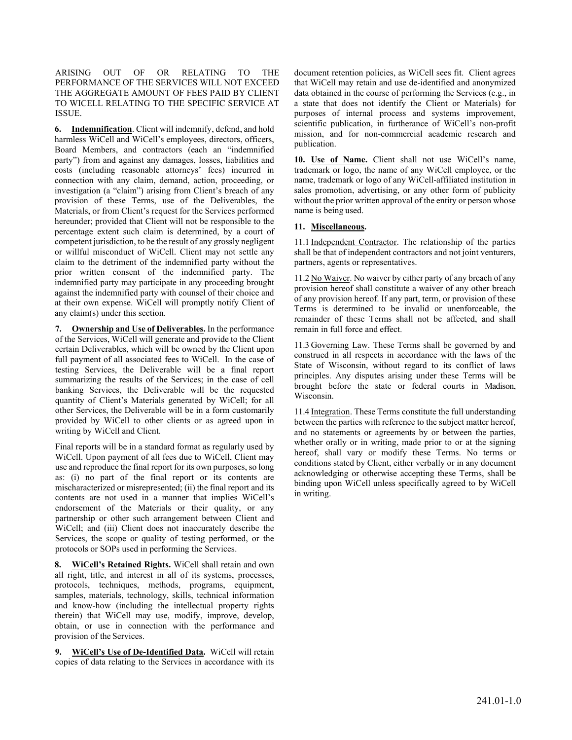ARISING OUT OF OR RELATING TO THE PERFORMANCE OF THE SERVICES WILL NOT EXCEED THE AGGREGATE AMOUNT OF FEES PAID BY CLIENT TO WICELL RELATING TO THE SPECIFIC SERVICE AT ISSUE.

**6. Indemnification**. Client will indemnify, defend, and hold harmless WiCell and WiCell's employees, directors, officers, Board Members, and contractors (each an "indemnified party") from and against any damages, losses, liabilities and costs (including reasonable attorneys' fees) incurred in connection with any claim, demand, action, proceeding, or investigation (a "claim") arising from Client's breach of any provision of these Terms, use of the Deliverables, the Materials, or from Client's request for the Services performed hereunder; provided that Client will not be responsible to the percentage extent such claim is determined, by a court of competent jurisdiction, to be the result of any grossly negligent or willful misconduct of WiCell. Client may not settle any claim to the detriment of the indemnified party without the prior written consent of the indemnified party. The indemnified party may participate in any proceeding brought against the indemnified party with counsel of their choice and at their own expense. WiCell will promptly notify Client of any claim(s) under this section.

**7. Ownership and Use of Deliverables.** In the performance of the Services, WiCell will generate and provide to the Client certain Deliverables, which will be owned by the Client upon full payment of all associated fees to WiCell. In the case of testing Services, the Deliverable will be a final report summarizing the results of the Services; in the case of cell banking Services, the Deliverable will be the requested quantity of Client's Materials generated by WiCell; for all other Services, the Deliverable will be in a form customarily provided by WiCell to other clients or as agreed upon in writing by WiCell and Client.

Final reports will be in a standard format as regularly used by WiCell. Upon payment of all fees due to WiCell, Client may use and reproduce the final report for its own purposes, so long as: (i) no part of the final report or its contents are mischaracterized or misrepresented; (ii) the final report and its contents are not used in a manner that implies WiCell's endorsement of the Materials or their quality, or any partnership or other such arrangement between Client and WiCell; and (iii) Client does not inaccurately describe the Services, the scope or quality of testing performed, or the protocols or SOPs used in performing the Services.

**8. WiCell's Retained Rights.** WiCell shall retain and own all right, title, and interest in all of its systems, processes, protocols, techniques, methods, programs, equipment, samples, materials, technology, skills, technical information and know-how (including the intellectual property rights therein) that WiCell may use, modify, improve, develop, obtain, or use in connection with the performance and provision of the Services.

**9. WiCell's Use of De-Identified Data.** WiCell will retain copies of data relating to the Services in accordance with its document retention policies, as WiCell sees fit. Client agrees that WiCell may retain and use de-identified and anonymized data obtained in the course of performing the Services (e.g., in a state that does not identify the Client or Materials) for purposes of internal process and systems improvement, scientific publication, in furtherance of WiCell's non-profit mission, and for non-commercial academic research and publication.

**10. Use of Name.** Client shall not use WiCell's name, trademark or logo, the name of any WiCell employee, or the name, trademark or logo of any WiCell-affiliated institution in sales promotion, advertising, or any other form of publicity without the prior written approval of the entity or person whose name is being used.

**11. Miscellaneous.**

11.1 Independent Contractor. The relationship of the parties shall be that of independent contractors and not joint venturers, partners, agents or representatives.

11.2 No Waiver. No waiver by either party of any breach of any provision hereof shall constitute a waiver of any other breach of any provision hereof. If any part, term, or provision of these Terms is determined to be invalid or unenforceable, the remainder of these Terms shall not be affected, and shall remain in full force and effect.

11.3 Governing Law. These Terms shall be governed by and construed in all respects in accordance with the laws of the State of Wisconsin, without regard to its conflict of laws principles. Any disputes arising under these Terms will be brought before the state or federal courts in Madison, Wisconsin.

11.4 Integration. These Terms constitute the full understanding between the parties with reference to the subject matter hereof, and no statements or agreements by or between the parties, whether orally or in writing, made prior to or at the signing hereof, shall vary or modify these Terms. No terms or conditions stated by Client, either verbally or in any document acknowledging or otherwise accepting these Terms, shall be binding upon WiCell unless specifically agreed to by WiCell in writing.

241.01-1.0